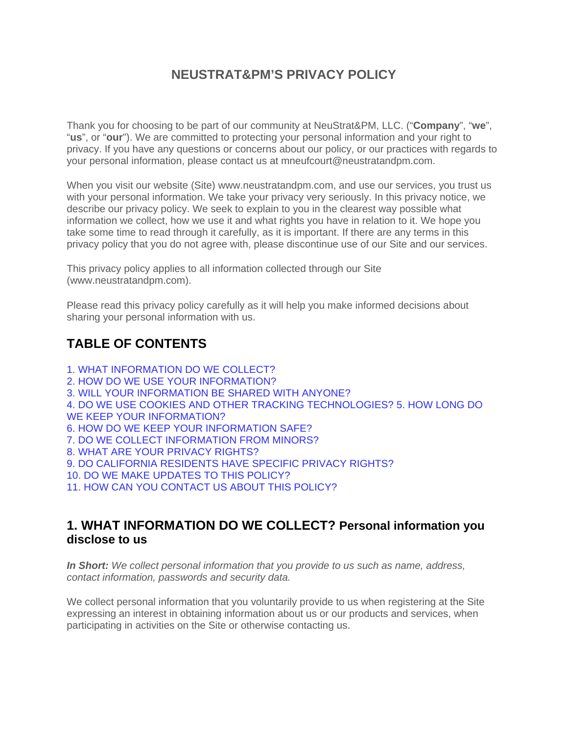# NEUSTRAT&PM'S PRIVACY POLICY

Thank you for choosing to be part of our community at NeuStrat&PM, LLC. ("**Company**", "**we**", "**us**", or "**our**"). We are committed to protecting your personal information and your right to privacy. If you have any questions or concerns about our policy, or our practices with regards to your personal information, please contact us at mneufcourt@neustratandpm.com.

When you visit our website (Site) www.neustratandpm.com, and use our services, you trust us with your personal information. We take your privacy very seriously. In this privacy notice, we describe our privacy policy. We seek to explain to you in the clearest way possible what information we collect, how we use it and what rights you have in relation to it. We hope you take some time to read through it carefully, as it is important. If there are any terms in this privacy policy that you do not agree with, please discontinue use of our Site and our services.

This privacy policy applies to all information collected through our Site (www.neustratandpm.com).

Please read this privacy policy carefully as it will help you make informed decisions about sharing your personal information with us.

## TABLE OF CONTENTS

1. WHAT INFORMATION DO WE COLLECT?
2. HOW DO WE USE YOUR INFORMATION?
3. WILL YOUR INFORMATION BE SHARED WITH ANYONE?
4. DO WE USE COOKIES AND OTHER TRACKING TECHNOLOGIES?
5. HOW LONG DO WE KEEP YOUR INFORMATION?
6. HOW DO WE KEEP YOUR INFORMATION SAFE?
7. DO WE COLLECT INFORMATION FROM MINORS?
8. WHAT ARE YOUR PRIVACY RIGHTS?
9. DO CALIFORNIA RESIDENTS HAVE SPECIFIC PRIVACY RIGHTS?
10. DO WE MAKE UPDATES TO THIS POLICY?
11. HOW CAN YOU CONTACT US ABOUT THIS POLICY?

## 1. WHAT INFORMATION DO WE COLLECT?

### Personal information you disclose to us

***In Short:*** *We collect personal information that you provide to us such as name, address, contact information, passwords and security data.*

We collect personal information that you voluntarily provide to us when registering at the Site expressing an interest in obtaining information about us or our products and services, when participating in activities on the Site or otherwise contacting us.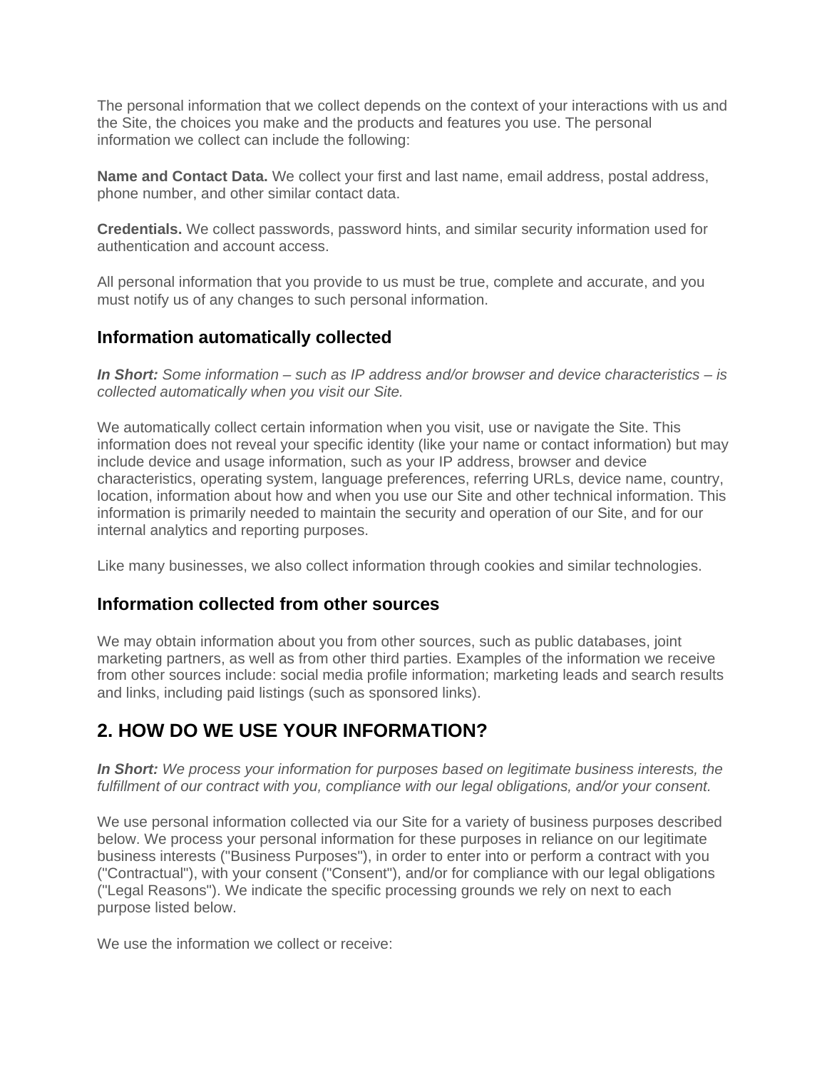The personal information that we collect depends on the context of your interactions with us and the Site, the choices you make and the products and features you use. The personal information we collect can include the following:

**Name and Contact Data.** We collect your first and last name, email address, postal address, phone number, and other similar contact data.

**Credentials.** We collect passwords, password hints, and similar security information used for authentication and account access.

All personal information that you provide to us must be true, complete and accurate, and you must notify us of any changes to such personal information.

### Information automatically collected

***In Short:*** *Some information – such as IP address and/or browser and device characteristics – is collected automatically when you visit our Site.*

We automatically collect certain information when you visit, use or navigate the Site. This information does not reveal your specific identity (like your name or contact information) but may include device and usage information, such as your IP address, browser and device characteristics, operating system, language preferences, referring URLs, device name, country, location, information about how and when you use our Site and other technical information. This information is primarily needed to maintain the security and operation of our Site, and for our internal analytics and reporting purposes.

Like many businesses, we also collect information through cookies and similar technologies.

### Information collected from other sources

We may obtain information about you from other sources, such as public databases, joint marketing partners, as well as from other third parties. Examples of the information we receive from other sources include: social media profile information; marketing leads and search results and links, including paid listings (such as sponsored links).

## 2. HOW DO WE USE YOUR INFORMATION?

***In Short:*** *We process your information for purposes based on legitimate business interests, the fulfillment of our contract with you, compliance with our legal obligations, and/or your consent.*

We use personal information collected via our Site for a variety of business purposes described below. We process your personal information for these purposes in reliance on our legitimate business interests ("Business Purposes"), in order to enter into or perform a contract with you ("Contractual"), with your consent ("Consent"), and/or for compliance with our legal obligations ("Legal Reasons"). We indicate the specific processing grounds we rely on next to each purpose listed below.

We use the information we collect or receive: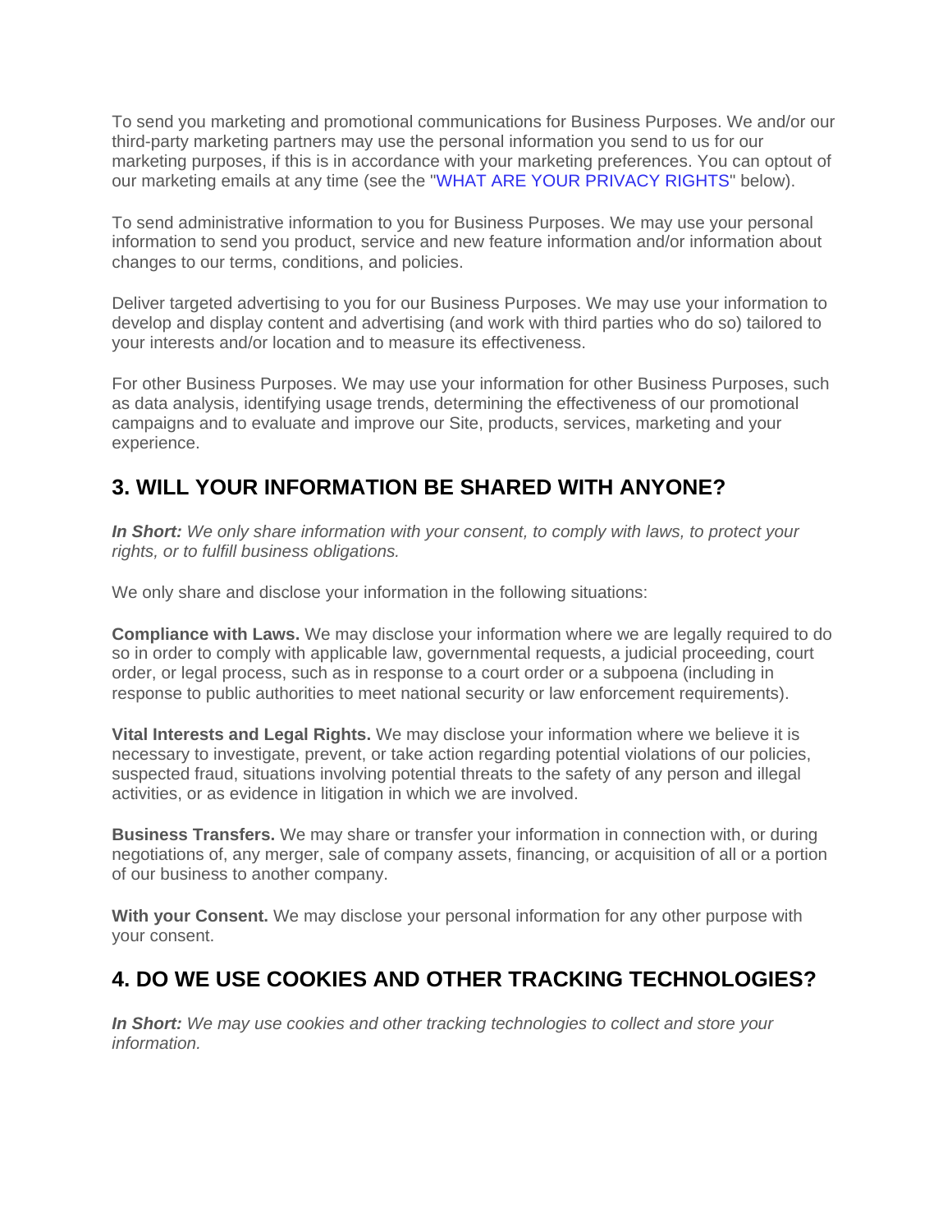To send you marketing and promotional communications for Business Purposes. We and/or our third-party marketing partners may use the personal information you send to us for our marketing purposes, if this is in accordance with your marketing preferences. You can optout of our marketing emails at any time (see the "WHAT ARE YOUR PRIVACY RIGHTS" below).

To send administrative information to you for Business Purposes. We may use your personal information to send you product, service and new feature information and/or information about changes to our terms, conditions, and policies.

Deliver targeted advertising to you for our Business Purposes. We may use your information to develop and display content and advertising (and work with third parties who do so) tailored to your interests and/or location and to measure its effectiveness.

For other Business Purposes. We may use your information for other Business Purposes, such as data analysis, identifying usage trends, determining the effectiveness of our promotional campaigns and to evaluate and improve our Site, products, services, marketing and your experience.

## 3. WILL YOUR INFORMATION BE SHARED WITH ANYONE?

***In Short:*** *We only share information with your consent, to comply with laws, to protect your rights, or to fulfill business obligations.*

We only share and disclose your information in the following situations:

**Compliance with Laws.** We may disclose your information where we are legally required to do so in order to comply with applicable law, governmental requests, a judicial proceeding, court order, or legal process, such as in response to a court order or a subpoena (including in response to public authorities to meet national security or law enforcement requirements).

**Vital Interests and Legal Rights.** We may disclose your information where we believe it is necessary to investigate, prevent, or take action regarding potential violations of our policies, suspected fraud, situations involving potential threats to the safety of any person and illegal activities, or as evidence in litigation in which we are involved.

**Business Transfers.** We may share or transfer your information in connection with, or during negotiations of, any merger, sale of company assets, financing, or acquisition of all or a portion of our business to another company.

**With your Consent.** We may disclose your personal information for any other purpose with your consent.

## 4. DO WE USE COOKIES AND OTHER TRACKING TECHNOLOGIES?

***In Short:*** *We may use cookies and other tracking technologies to collect and store your information.*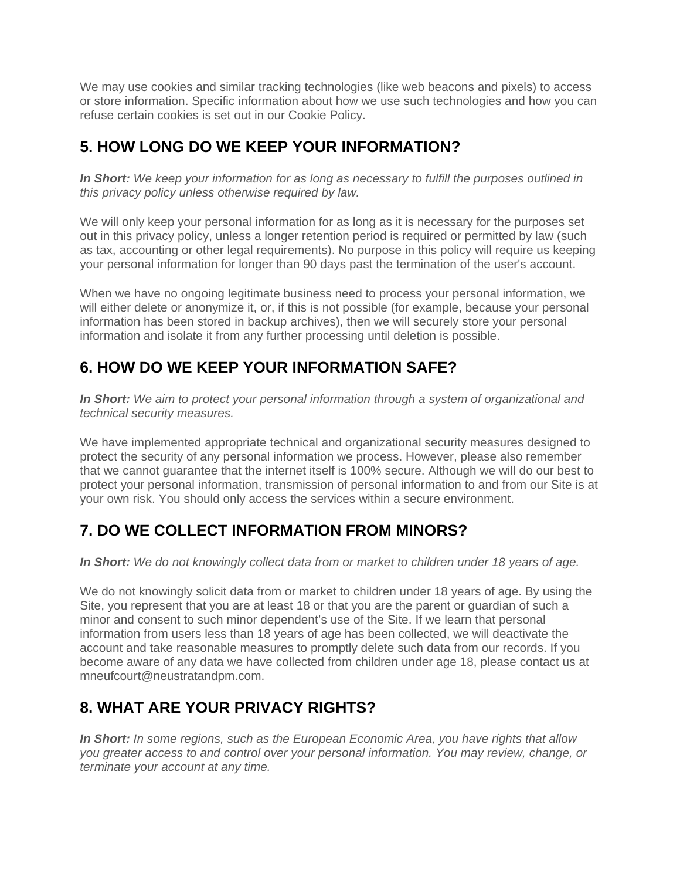We may use cookies and similar tracking technologies (like web beacons and pixels) to access or store information. Specific information about how we use such technologies and how you can refuse certain cookies is set out in our Cookie Policy.

## 5. HOW LONG DO WE KEEP YOUR INFORMATION?

***In Short:*** *We keep your information for as long as necessary to fulfill the purposes outlined in this privacy policy unless otherwise required by law.*

We will only keep your personal information for as long as it is necessary for the purposes set out in this privacy policy, unless a longer retention period is required or permitted by law (such as tax, accounting or other legal requirements). No purpose in this policy will require us keeping your personal information for longer than 90 days past the termination of the user's account.

When we have no ongoing legitimate business need to process your personal information, we will either delete or anonymize it, or, if this is not possible (for example, because your personal information has been stored in backup archives), then we will securely store your personal information and isolate it from any further processing until deletion is possible.

## 6. HOW DO WE KEEP YOUR INFORMATION SAFE?

***In Short:*** *We aim to protect your personal information through a system of organizational and technical security measures.*

We have implemented appropriate technical and organizational security measures designed to protect the security of any personal information we process. However, please also remember that we cannot guarantee that the internet itself is 100% secure. Although we will do our best to protect your personal information, transmission of personal information to and from our Site is at your own risk. You should only access the services within a secure environment.

## 7. DO WE COLLECT INFORMATION FROM MINORS?

***In Short:*** *We do not knowingly collect data from or market to children under 18 years of age.*

We do not knowingly solicit data from or market to children under 18 years of age. By using the Site, you represent that you are at least 18 or that you are the parent or guardian of such a minor and consent to such minor dependent's use of the Site. If we learn that personal information from users less than 18 years of age has been collected, we will deactivate the account and take reasonable measures to promptly delete such data from our records. If you become aware of any data we have collected from children under age 18, please contact us at mneufcourt@neustratandpm.com.

## 8. WHAT ARE YOUR PRIVACY RIGHTS?

***In Short:*** *In some regions, such as the European Economic Area, you have rights that allow you greater access to and control over your personal information. You may review, change, or terminate your account at any time.*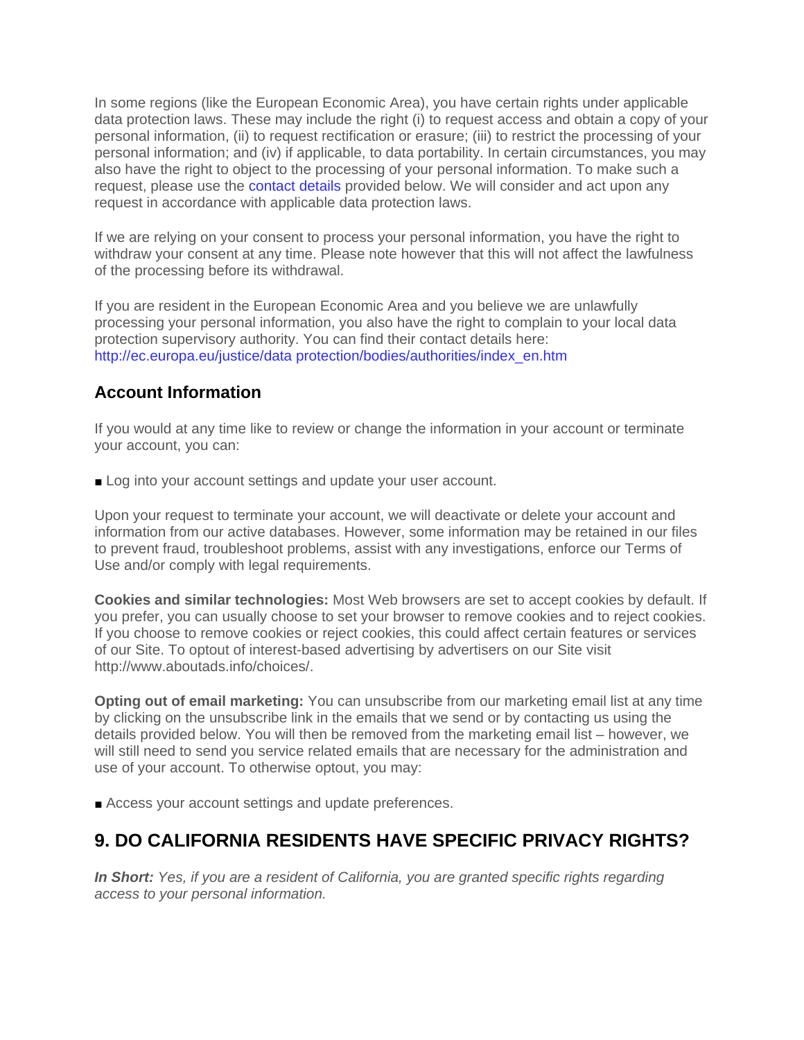In some regions (like the European Economic Area), you have certain rights under applicable data protection laws. These may include the right (i) to request access and obtain a copy of your personal information, (ii) to request rectification or erasure; (iii) to restrict the processing of your personal information; and (iv) if applicable, to data portability. In certain circumstances, you may also have the right to object to the processing of your personal information. To make such a request, please use the contact details provided below. We will consider and act upon any request in accordance with applicable data protection laws.

If we are relying on your consent to process your personal information, you have the right to withdraw your consent at any time. Please note however that this will not affect the lawfulness of the processing before its withdrawal.

If you are resident in the European Economic Area and you believe we are unlawfully processing your personal information, you also have the right to complain to your local data protection supervisory authority. You can find their contact details here: http://ec.europa.eu/justice/data protection/bodies/authorities/index_en.htm

### Account Information

If you would at any time like to review or change the information in your account or terminate your account, you can:

- Log into your account settings and update your user account.

Upon your request to terminate your account, we will deactivate or delete your account and information from our active databases. However, some information may be retained in our files to prevent fraud, troubleshoot problems, assist with any investigations, enforce our Terms of Use and/or comply with legal requirements.

**Cookies and similar technologies:** Most Web browsers are set to accept cookies by default. If you prefer, you can usually choose to set your browser to remove cookies and to reject cookies. If you choose to remove cookies or reject cookies, this could affect certain features or services of our Site. To optout of interest-based advertising by advertisers on our Site visit http://www.aboutads.info/choices/.

**Opting out of email marketing:** You can unsubscribe from our marketing email list at any time by clicking on the unsubscribe link in the emails that we send or by contacting us using the details provided below. You will then be removed from the marketing email list – however, we will still need to send you service related emails that are necessary for the administration and use of your account. To otherwise optout, you may:

- Access your account settings and update preferences.

## 9. DO CALIFORNIA RESIDENTS HAVE SPECIFIC PRIVACY RIGHTS?

***In Short:*** *Yes, if you are a resident of California, you are granted specific rights regarding access to your personal information.*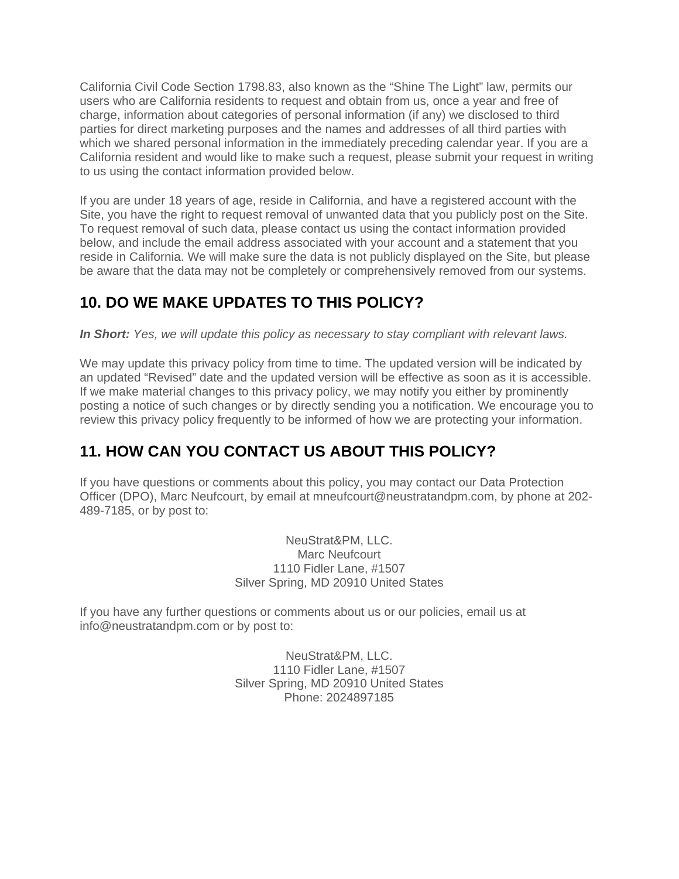California Civil Code Section 1798.83, also known as the "Shine The Light" law, permits our users who are California residents to request and obtain from us, once a year and free of charge, information about categories of personal information (if any) we disclosed to third parties for direct marketing purposes and the names and addresses of all third parties with which we shared personal information in the immediately preceding calendar year. If you are a California resident and would like to make such a request, please submit your request in writing to us using the contact information provided below.

If you are under 18 years of age, reside in California, and have a registered account with the Site, you have the right to request removal of unwanted data that you publicly post on the Site. To request removal of such data, please contact us using the contact information provided below, and include the email address associated with your account and a statement that you reside in California. We will make sure the data is not publicly displayed on the Site, but please be aware that the data may not be completely or comprehensively removed from our systems.

## 10. DO WE MAKE UPDATES TO THIS POLICY?

***In Short:*** *Yes, we will update this policy as necessary to stay compliant with relevant laws.*

We may update this privacy policy from time to time. The updated version will be indicated by an updated "Revised" date and the updated version will be effective as soon as it is accessible. If we make material changes to this privacy policy, we may notify you either by prominently posting a notice of such changes or by directly sending you a notification. We encourage you to review this privacy policy frequently to be informed of how we are protecting your information.

## 11. HOW CAN YOU CONTACT US ABOUT THIS POLICY?

If you have questions or comments about this policy, you may contact our Data Protection Officer (DPO), Marc Neufcourt, by email at mneufcourt@neustratandpm.com, by phone at 202-489-7185, or by post to:

NeuStrat&PM, LLC.
Marc Neufcourt
1110 Fidler Lane, #1507
Silver Spring, MD 20910 United States

If you have any further questions or comments about us or our policies, email us at info@neustratandpm.com or by post to:

NeuStrat&PM, LLC.
1110 Fidler Lane, #1507
Silver Spring, MD 20910 United States
Phone: 2024897185